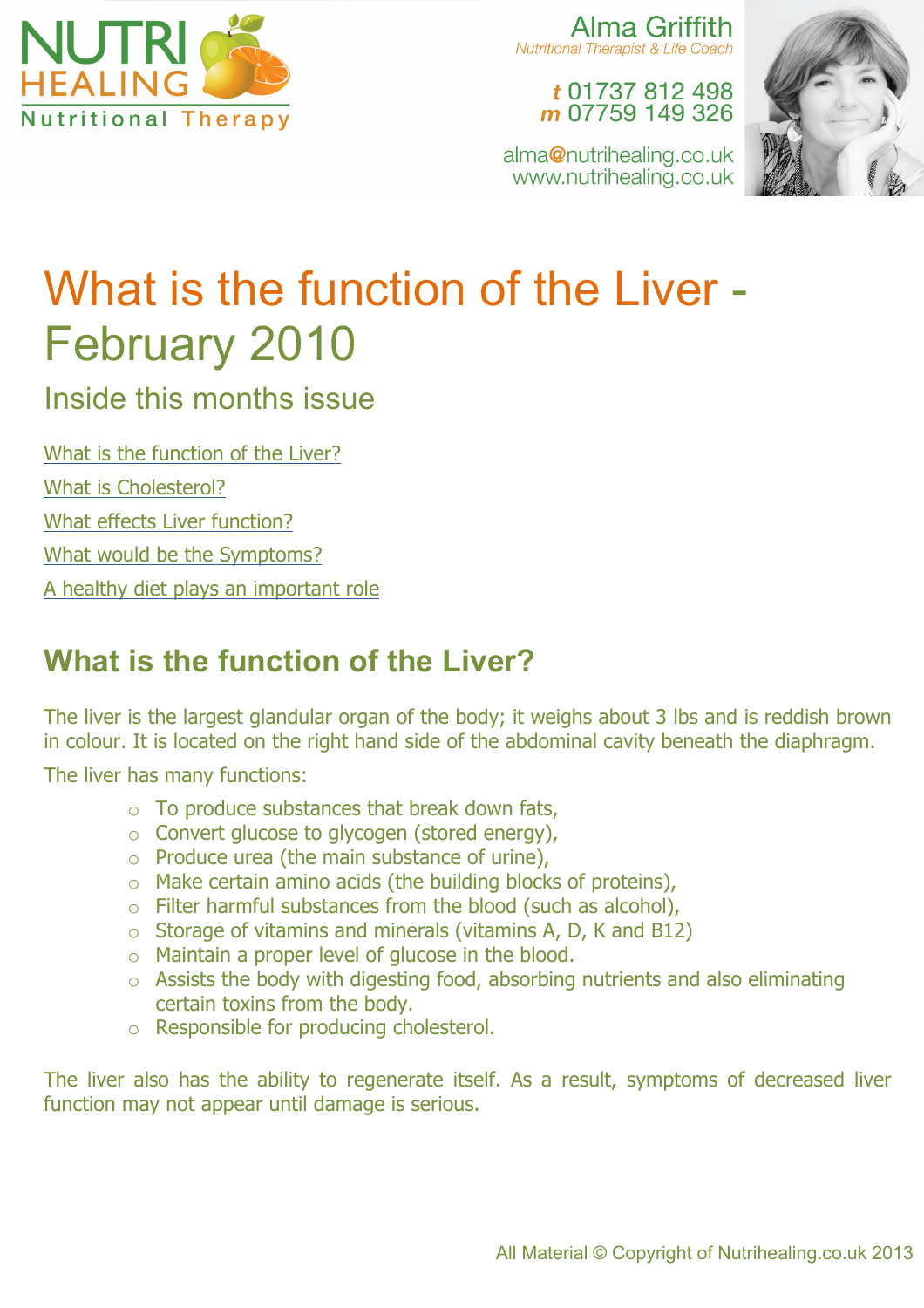NUTRI HEALING
Nutritional Therapy

Alma Griffith
*Nutritional Therapist & Life Coach*

**t** 01737 812 498
**m** 07759 149 326

alma@nutrihealing.co.uk
www.nutrihealing.co.uk

# What is the function of the Liver - February 2010

## Inside this months issue

- What is the function of the Liver?
- What is Cholesterol?
- What effects Liver function?
- What would be the Symptoms?
- A healthy diet plays an important role

## What is the function of the Liver?

The liver is the largest glandular organ of the body; it weighs about 3 lbs and is reddish brown in colour. It is located on the right hand side of the abdominal cavity beneath the diaphragm.

The liver has many functions:

- To produce substances that break down fats,
- Convert glucose to glycogen (stored energy),
- Produce urea (the main substance of urine),
- Make certain amino acids (the building blocks of proteins),
- Filter harmful substances from the blood (such as alcohol),
- Storage of vitamins and minerals (vitamins A, D, K and B12)
- Maintain a proper level of glucose in the blood.
- Assists the body with digesting food, absorbing nutrients and also eliminating certain toxins from the body.
- Responsible for producing cholesterol.

The liver also has the ability to regenerate itself. As a result, symptoms of decreased liver function may not appear until damage is serious.

All Material © Copyright of Nutrihealing.co.uk 2013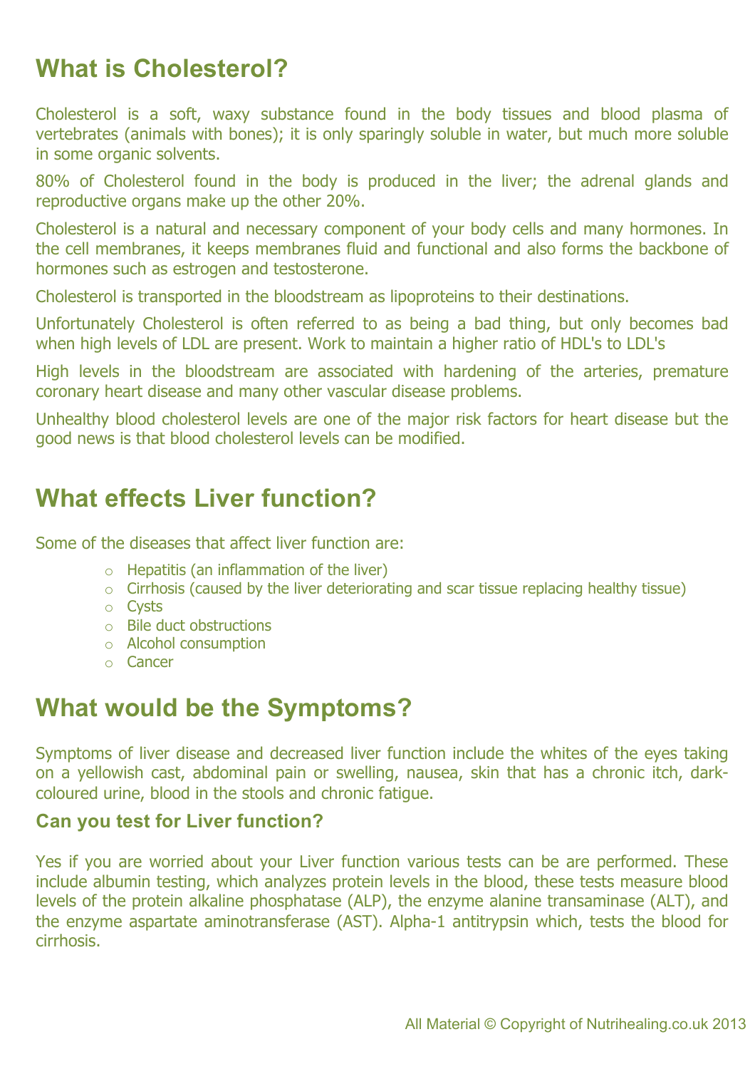## What is Cholesterol?

Cholesterol is a soft, waxy substance found in the body tissues and blood plasma of vertebrates (animals with bones); it is only sparingly soluble in water, but much more soluble in some organic solvents.

80% of Cholesterol found in the body is produced in the liver; the adrenal glands and reproductive organs make up the other 20%.

Cholesterol is a natural and necessary component of your body cells and many hormones. In the cell membranes, it keeps membranes fluid and functional and also forms the backbone of hormones such as estrogen and testosterone.

Cholesterol is transported in the bloodstream as lipoproteins to their destinations.

Unfortunately Cholesterol is often referred to as being a bad thing, but only becomes bad when high levels of LDL are present. Work to maintain a higher ratio of HDL's to LDL's

High levels in the bloodstream are associated with hardening of the arteries, premature coronary heart disease and many other vascular disease problems.

Unhealthy blood cholesterol levels are one of the major risk factors for heart disease but the good news is that blood cholesterol levels can be modified.

## What effects Liver function?

Some of the diseases that affect liver function are:

- Hepatitis (an inflammation of the liver)
- Cirrhosis (caused by the liver deteriorating and scar tissue replacing healthy tissue)
- Cysts
- Bile duct obstructions
- Alcohol consumption
- Cancer

## What would be the Symptoms?

Symptoms of liver disease and decreased liver function include the whites of the eyes taking on a yellowish cast, abdominal pain or swelling, nausea, skin that has a chronic itch, dark-coloured urine, blood in the stools and chronic fatigue.

### Can you test for Liver function?

Yes if you are worried about your Liver function various tests can be are performed. These include albumin testing, which analyzes protein levels in the blood, these tests measure blood levels of the protein alkaline phosphatase (ALP), the enzyme alanine transaminase (ALT), and the enzyme aspartate aminotransferase (AST). Alpha-1 antitrypsin which, tests the blood for cirrhosis.

All Material © Copyright of Nutrihealing.co.uk 2013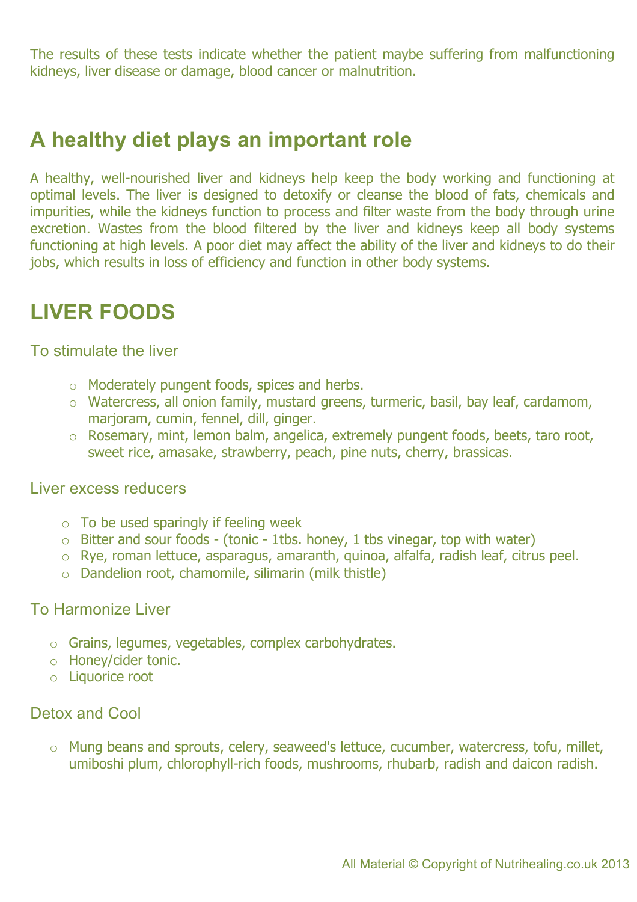The results of these tests indicate whether the patient maybe suffering from malfunctioning kidneys, liver disease or damage, blood cancer or malnutrition.

## A healthy diet plays an important role

A healthy, well-nourished liver and kidneys help keep the body working and functioning at optimal levels. The liver is designed to detoxify or cleanse the blood of fats, chemicals and impurities, while the kidneys function to process and filter waste from the body through urine excretion. Wastes from the blood filtered by the liver and kidneys keep all body systems functioning at high levels. A poor diet may affect the ability of the liver and kidneys to do their jobs, which results in loss of efficiency and function in other body systems.

## LIVER FOODS

### To stimulate the liver

- Moderately pungent foods, spices and herbs.
- Watercress, all onion family, mustard greens, turmeric, basil, bay leaf, cardamom, marjoram, cumin, fennel, dill, ginger.
- Rosemary, mint, lemon balm, angelica, extremely pungent foods, beets, taro root, sweet rice, amasake, strawberry, peach, pine nuts, cherry, brassicas.

### Liver excess reducers

- To be used sparingly if feeling week
- Bitter and sour foods - (tonic - 1tbs. honey, 1 tbs vinegar, top with water)
- Rye, roman lettuce, asparagus, amaranth, quinoa, alfalfa, radish leaf, citrus peel.
- Dandelion root, chamomile, silimarin (milk thistle)

### To Harmonize Liver

- Grains, legumes, vegetables, complex carbohydrates.
- Honey/cider tonic.
- Liquorice root

### Detox and Cool

- Mung beans and sprouts, celery, seaweed's lettuce, cucumber, watercress, tofu, millet, umiboshi plum, chlorophyll-rich foods, mushrooms, rhubarb, radish and daicon radish.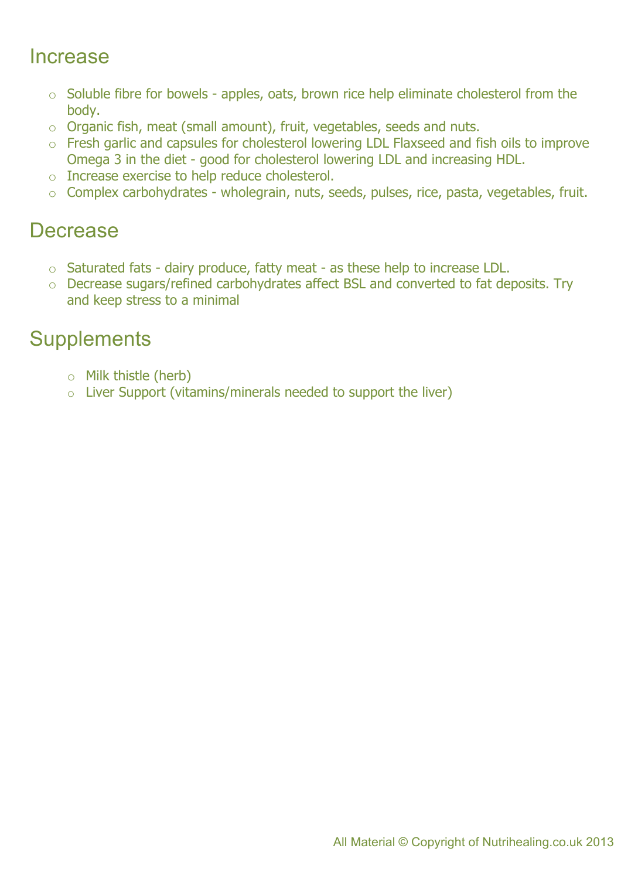## Increase

- Soluble fibre for bowels - apples, oats, brown rice help eliminate cholesterol from the body.
- Organic fish, meat (small amount), fruit, vegetables, seeds and nuts.
- Fresh garlic and capsules for cholesterol lowering LDL Flaxseed and fish oils to improve Omega 3 in the diet - good for cholesterol lowering LDL and increasing HDL.
- Increase exercise to help reduce cholesterol.
- Complex carbohydrates - wholegrain, nuts, seeds, pulses, rice, pasta, vegetables, fruit.

## Decrease

- Saturated fats - dairy produce, fatty meat - as these help to increase LDL.
- Decrease sugars/refined carbohydrates affect BSL and converted to fat deposits. Try and keep stress to a minimal

## Supplements

- Milk thistle (herb)
- Liver Support (vitamins/minerals needed to support the liver)

All Material © Copyright of Nutrihealing.co.uk 2013